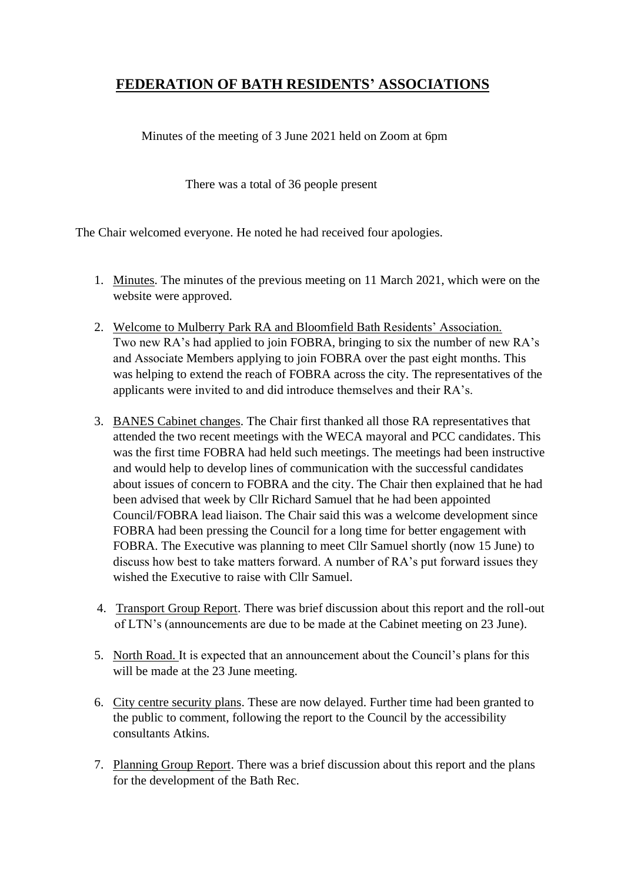# FEDERATION OF BATH RESIDENTS' ASSOCIATIONS

Minutes of the meeting of 3 June 2021 held on Zoom at 6pm

There was a total of 36 people present

The Chair welcomed everyone. He noted he had received four apologies.

1. Minutes. The minutes of the previous meeting on 11 March 2021, which were on the website were approved.

2. Welcome to Mulberry Park RA and Bloomfield Bath Residents' Association. Two new RA's had applied to join FOBRA, bringing to six the number of new RA's and Associate Members applying to join FOBRA over the past eight months. This was helping to extend the reach of FOBRA across the city. The representatives of the applicants were invited to and did introduce themselves and their RA's.

3. BANES Cabinet changes. The Chair first thanked all those RA representatives that attended the two recent meetings with the WECA mayoral and PCC candidates. This was the first time FOBRA had held such meetings. The meetings had been instructive and would help to develop lines of communication with the successful candidates about issues of concern to FOBRA and the city. The Chair then explained that he had been advised that week by Cllr Richard Samuel that he had been appointed Council/FOBRA lead liaison. The Chair said this was a welcome development since FOBRA had been pressing the Council for a long time for better engagement with FOBRA. The Executive was planning to meet Cllr Samuel shortly (now 15 June) to discuss how best to take matters forward. A number of RA's put forward issues they wished the Executive to raise with Cllr Samuel.

4. Transport Group Report. There was brief discussion about this report and the roll-out of LTN's (announcements are due to be made at the Cabinet meeting on 23 June).

5. North Road. It is expected that an announcement about the Council's plans for this will be made at the 23 June meeting.

6. City centre security plans. These are now delayed. Further time had been granted to the public to comment, following the report to the Council by the accessibility consultants Atkins.

7. Planning Group Report. There was a brief discussion about this report and the plans for the development of the Bath Rec.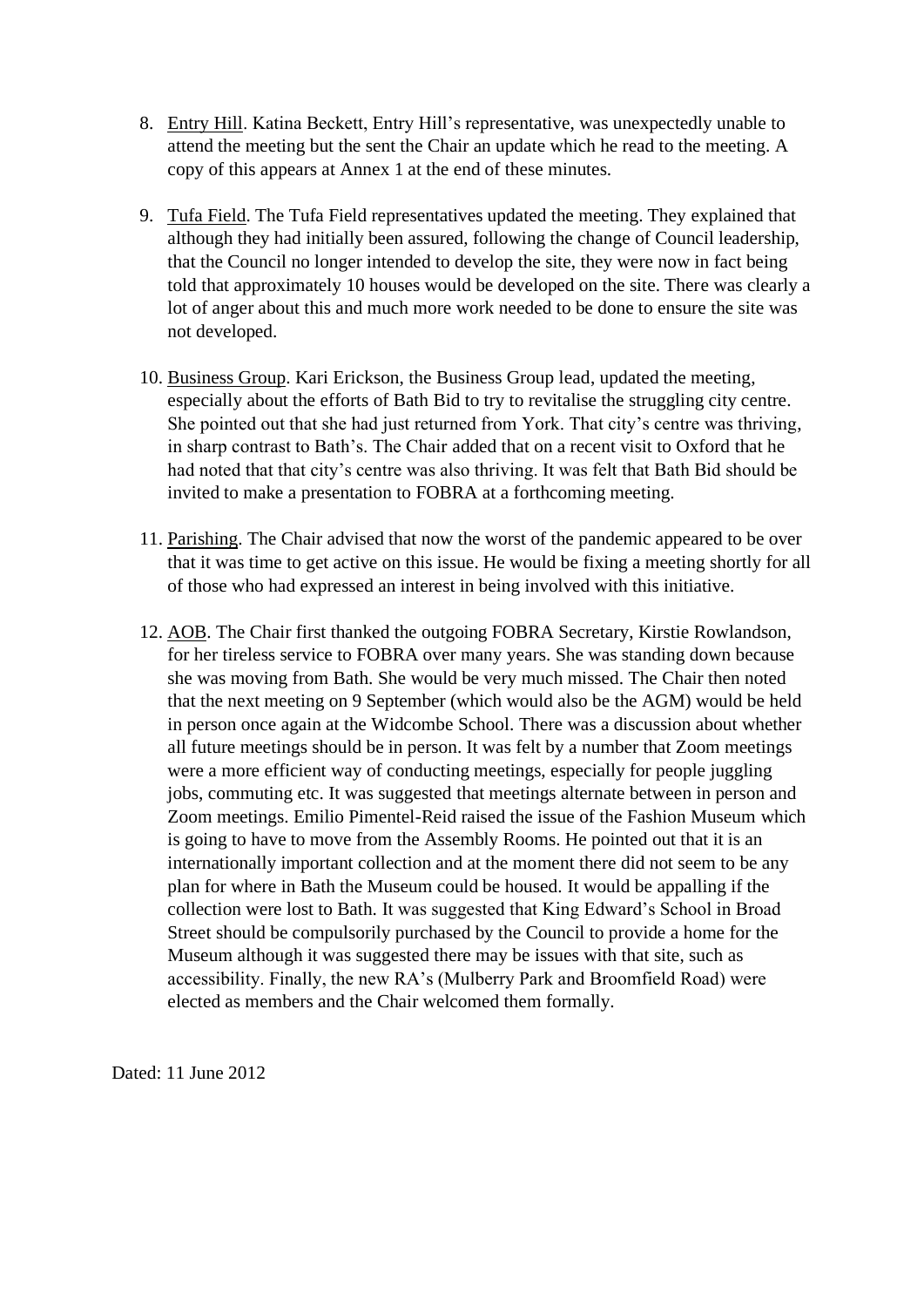8. Entry Hill. Katina Beckett, Entry Hill's representative, was unexpectedly unable to attend the meeting but the sent the Chair an update which he read to the meeting. A copy of this appears at Annex 1 at the end of these minutes.

9. Tufa Field. The Tufa Field representatives updated the meeting. They explained that although they had initially been assured, following the change of Council leadership, that the Council no longer intended to develop the site, they were now in fact being told that approximately 10 houses would be developed on the site. There was clearly a lot of anger about this and much more work needed to be done to ensure the site was not developed.

10. Business Group. Kari Erickson, the Business Group lead, updated the meeting, especially about the efforts of Bath Bid to try to revitalise the struggling city centre. She pointed out that she had just returned from York. That city's centre was thriving, in sharp contrast to Bath's. The Chair added that on a recent visit to Oxford that he had noted that that city's centre was also thriving. It was felt that Bath Bid should be invited to make a presentation to FOBRA at a forthcoming meeting.

11. Parishing. The Chair advised that now the worst of the pandemic appeared to be over that it was time to get active on this issue. He would be fixing a meeting shortly for all of those who had expressed an interest in being involved with this initiative.

12. AOB. The Chair first thanked the outgoing FOBRA Secretary, Kirstie Rowlandson, for her tireless service to FOBRA over many years. She was standing down because she was moving from Bath. She would be very much missed. The Chair then noted that the next meeting on 9 September (which would also be the AGM) would be held in person once again at the Widcombe School. There was a discussion about whether all future meetings should be in person. It was felt by a number that Zoom meetings were a more efficient way of conducting meetings, especially for people juggling jobs, commuting etc. It was suggested that meetings alternate between in person and Zoom meetings. Emilio Pimentel-Reid raised the issue of the Fashion Museum which is going to have to move from the Assembly Rooms. He pointed out that it is an internationally important collection and at the moment there did not seem to be any plan for where in Bath the Museum could be housed. It would be appalling if the collection were lost to Bath. It was suggested that King Edward's School in Broad Street should be compulsorily purchased by the Council to provide a home for the Museum although it was suggested there may be issues with that site, such as accessibility. Finally, the new RA's (Mulberry Park and Broomfield Road) were elected as members and the Chair welcomed them formally.

Dated: 11 June 2012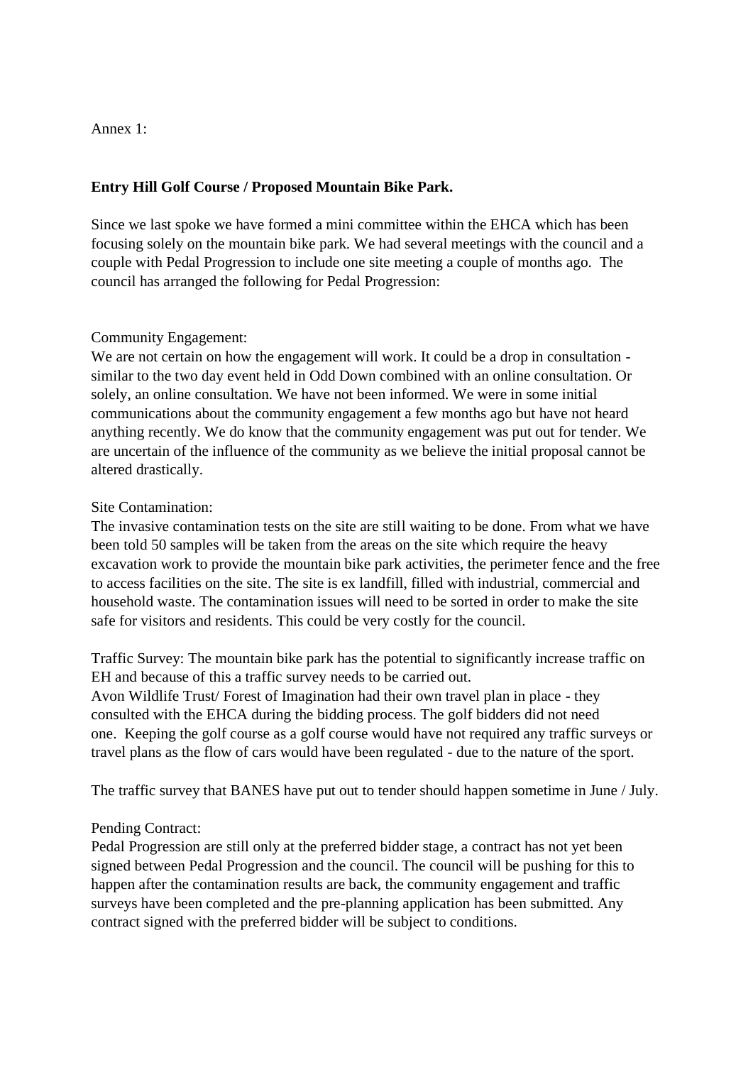Annex 1:

**Entry Hill Golf Course / Proposed Mountain Bike Park.**

Since we last spoke we have formed a mini committee within the EHCA which has been focusing solely on the mountain bike park. We had several meetings with the council and a couple with Pedal Progression to include one site meeting a couple of months ago. The council has arranged the following for Pedal Progression:

Community Engagement:
We are not certain on how the engagement will work. It could be a drop in consultation - similar to the two day event held in Odd Down combined with an online consultation. Or solely, an online consultation. We have not been informed. We were in some initial communications about the community engagement a few months ago but have not heard anything recently. We do know that the community engagement was put out for tender. We are uncertain of the influence of the community as we believe the initial proposal cannot be altered drastically.

Site Contamination:
The invasive contamination tests on the site are still waiting to be done. From what we have been told 50 samples will be taken from the areas on the site which require the heavy excavation work to provide the mountain bike park activities, the perimeter fence and the free to access facilities on the site. The site is ex landfill, filled with industrial, commercial and household waste. The contamination issues will need to be sorted in order to make the site safe for visitors and residents. This could be very costly for the council.

Traffic Survey: The mountain bike park has the potential to significantly increase traffic on EH and because of this a traffic survey needs to be carried out.
Avon Wildlife Trust/ Forest of Imagination had their own travel plan in place - they consulted with the EHCA during the bidding process. The golf bidders did not need one. Keeping the golf course as a golf course would have not required any traffic surveys or travel plans as the flow of cars would have been regulated - due to the nature of the sport.

The traffic survey that BANES have put out to tender should happen sometime in June / July.

Pending Contract:
Pedal Progression are still only at the preferred bidder stage, a contract has not yet been signed between Pedal Progression and the council. The council will be pushing for this to happen after the contamination results are back, the community engagement and traffic surveys have been completed and the pre-planning application has been submitted. Any contract signed with the preferred bidder will be subject to conditions.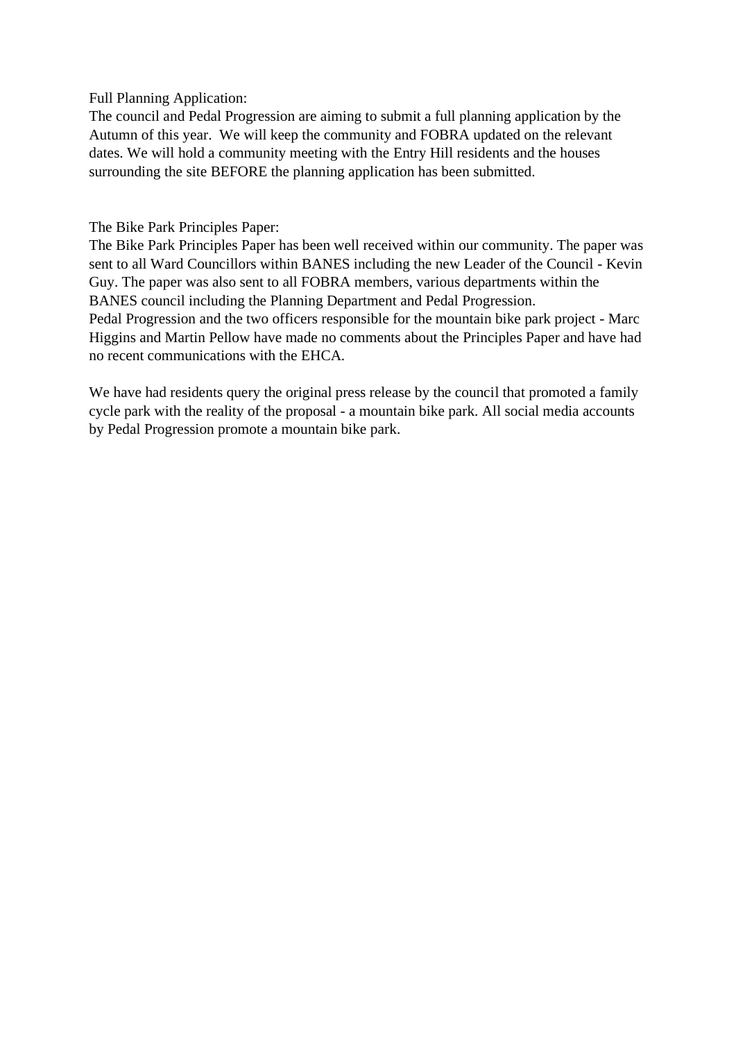Full Planning Application:

The council and Pedal Progression are aiming to submit a full planning application by the Autumn of this year. We will keep the community and FOBRA updated on the relevant dates. We will hold a community meeting with the Entry Hill residents and the houses surrounding the site BEFORE the planning application has been submitted.

The Bike Park Principles Paper:

The Bike Park Principles Paper has been well received within our community. The paper was sent to all Ward Councillors within BANES including the new Leader of the Council - Kevin Guy. The paper was also sent to all FOBRA members, various departments within the BANES council including the Planning Department and Pedal Progression.

Pedal Progression and the two officers responsible for the mountain bike park project - Marc Higgins and Martin Pellow have made no comments about the Principles Paper and have had no recent communications with the EHCA.

We have had residents query the original press release by the council that promoted a family cycle park with the reality of the proposal - a mountain bike park. All social media accounts by Pedal Progression promote a mountain bike park.